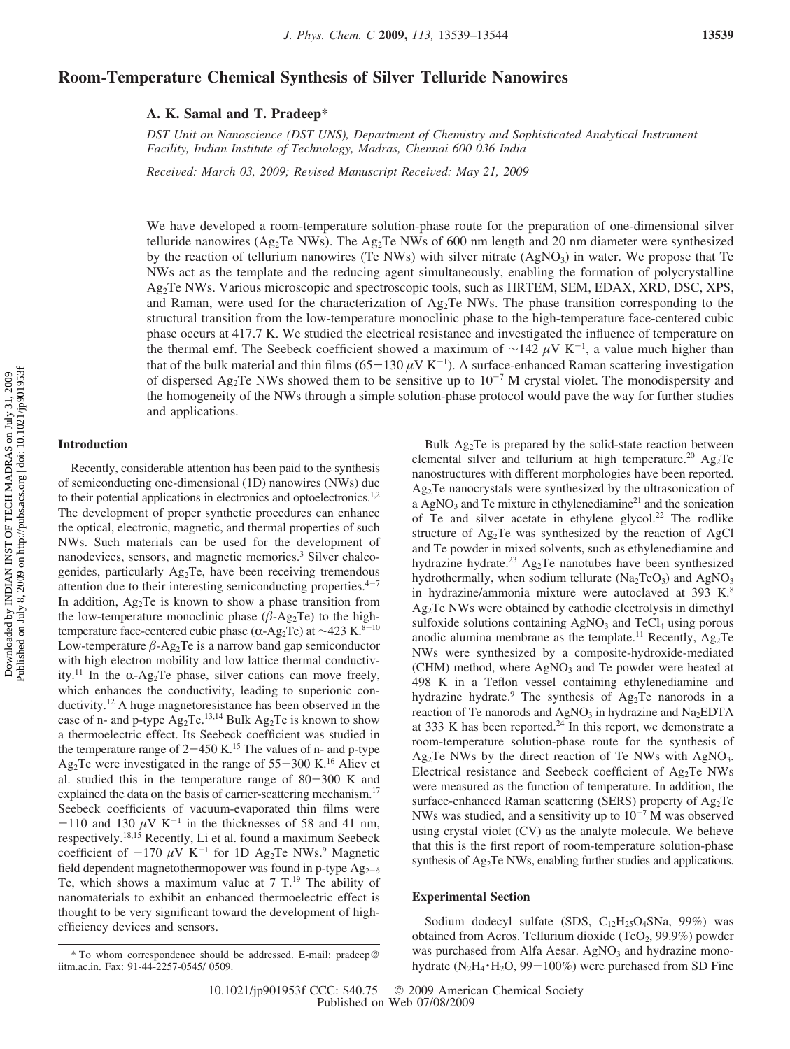# Room-Temperature Chemical Synthesis of Silver Telluride Nanowires

**A. K. Samal and T. Pradeep***

*DST Unit on Nanoscience (DST UNS), Department of Chemistry and Sophisticated Analytical Instrument Facility, Indian Institute of Technology, Madras, Chennai 600 036 India*

*Received: March 03, 2009; Revised Manuscript Received: May 21, 2009*

We have developed a room-temperature solution-phase route for the preparation of one-dimensional silver telluride nanowires ($Ag_2Te$ NWs). The $Ag_2Te$ NWs of 600 nm length and 20 nm diameter were synthesized by the reaction of tellurium nanowires (Te NWs) with silver nitrate ($AgNO_3$) in water. We propose that Te NWs act as the template and the reducing agent simultaneously, enabling the formation of polycrystalline $Ag_2Te$ NWs. Various microscopic and spectroscopic tools, such as HRTEM, SEM, EDAX, XRD, DSC, XPS, and Raman, were used for the characterization of $Ag_2Te$ NWs. The phase transition corresponding to the structural transition from the low-temperature monoclinic phase to the high-temperature face-centered cubic phase occurs at 417.7 K. We studied the electrical resistance and investigated the influence of temperature on the thermal emf. The Seebeck coefficient showed a maximum of ~142 $\mu V\ K^{-1}$, a value much higher than that of the bulk material and thin films (65−130 $\mu V\ K^{-1}$). A surface-enhanced Raman scattering investigation of dispersed $Ag_2Te$ NWs showed them to be sensitive up to $10^{-7}$ M crystal violet. The monodispersity and the homogeneity of the NWs through a simple solution-phase protocol would pave the way for further studies and applications.

## Introduction

Recently, considerable attention has been paid to the synthesis of semiconducting one-dimensional (1D) nanowires (NWs) due to their potential applications in electronics and optoelectronics.[1,2] The development of proper synthetic procedures can enhance the optical, electronic, magnetic, and thermal properties of such NWs. Such materials can be used for the development of nanodevices, sensors, and magnetic memories.[3] Silver chalcogenides, particularly $Ag_2Te$, have been receiving tremendous attention due to their interesting semiconducting properties.[4−7] In addition, $Ag_2Te$ is known to show a phase transition from the low-temperature monoclinic phase ($\beta$-$Ag_2Te$) to the high-temperature face-centered cubic phase ($\alpha$-$Ag_2Te$) at ~423 K.[8−10] Low-temperature $\beta$-$Ag_2Te$ is a narrow band gap semiconductor with high electron mobility and low lattice thermal conductivity.[11] In the $\alpha$-$Ag_2Te$ phase, silver cations can move freely, which enhances the conductivity, leading to superionic conductivity.[12] A huge magnetoresistance has been observed in the case of n- and p-type $Ag_2Te$.[13,14] Bulk $Ag_2Te$ is known to show a thermoelectric effect. Its Seebeck coefficient was studied in the temperature range of 2−450 K.[15] The values of n- and p-type $Ag_2Te$ were investigated in the range of 55−300 K.[16] Aliev et al. studied this in the temperature range of 80−300 K and explained the data on the basis of carrier-scattering mechanism.[17] Seebeck coefficients of vacuum-evaporated thin films were −110 and 130 $\mu V\ K^{-1}$ in the thicknesses of 58 and 41 nm, respectively.[18,15] Recently, Li et al. found a maximum Seebeck coefficient of −170 $\mu V\ K^{-1}$ for 1D $Ag_2Te$ NWs.[9] Magnetic field dependent magnetothermopower was found in p-type $Ag_{2-\delta}$Te, which shows a maximum value at 7 T.[19] The ability of nanomaterials to exhibit an enhanced thermoelectric effect is thought to be very significant toward the development of high-efficiency devices and sensors.

Bulk $Ag_2Te$ is prepared by the solid-state reaction between elemental silver and tellurium at high temperature.[20] $Ag_2Te$ nanostructures with different morphologies have been reported. $Ag_2Te$ nanocrystals were synthesized by the ultrasonication of a $AgNO_3$ and Te mixture in ethylenediamine[21] and the sonication of Te and silver acetate in ethylene glycol.[22] The rodlike structure of $Ag_2Te$ was synthesized by the reaction of AgCl and Te powder in mixed solvents, such as ethylenediamine and hydrazine hydrate.[23] $Ag_2Te$ nanotubes have been synthesized hydrothermally, when sodium tellurate ($Na_2TeO_3$) and $AgNO_3$ in hydrazine/ammonia mixture were autoclaved at 393 K.[8] $Ag_2Te$ NWs were obtained by cathodic electrolysis in dimethyl sulfoxide solutions containing $AgNO_3$ and $TeCl_4$ using porous anodic alumina membrane as the template.[11] Recently, $Ag_2Te$ NWs were synthesized by a composite-hydroxide-mediated (CHM) method, where $AgNO_3$ and Te powder were heated at 498 K in a Teflon vessel containing ethylenediamine and hydrazine hydrate.[9] The synthesis of $Ag_2Te$ nanorods in a reaction of Te nanorods and $AgNO_3$ in hydrazine and $Na_2EDTA$ at 333 K has been reported.[24] In this report, we demonstrate a room-temperature solution-phase route for the synthesis of $Ag_2Te$ NWs by the direct reaction of Te NWs with $AgNO_3$. Electrical resistance and Seebeck coefficient of $Ag_2Te$ NWs were measured as the function of temperature. In addition, the surface-enhanced Raman scattering (SERS) property of $Ag_2Te$ NWs was studied, and a sensitivity up to $10^{-7}$ M was observed using crystal violet (CV) as the analyte molecule. We believe that this is the first report of room-temperature solution-phase synthesis of $Ag_2Te$ NWs, enabling further studies and applications.

## Experimental Section

Sodium dodecyl sulfate (SDS, $C_{12}H_{25}O_4SNa$, 99%) was obtained from Acros. Tellurium dioxide ($TeO_2$, 99.9%) powder was purchased from Alfa Aesar. $AgNO_3$ and hydrazine monohydrate ($N_2H_4 \cdot H_2O$, 99−100%) were purchased from SD Fine

\* To whom correspondence should be addressed. E-mail: pradeep@iitm.ac.in. Fax: 91-44-2257-0545/ 0509.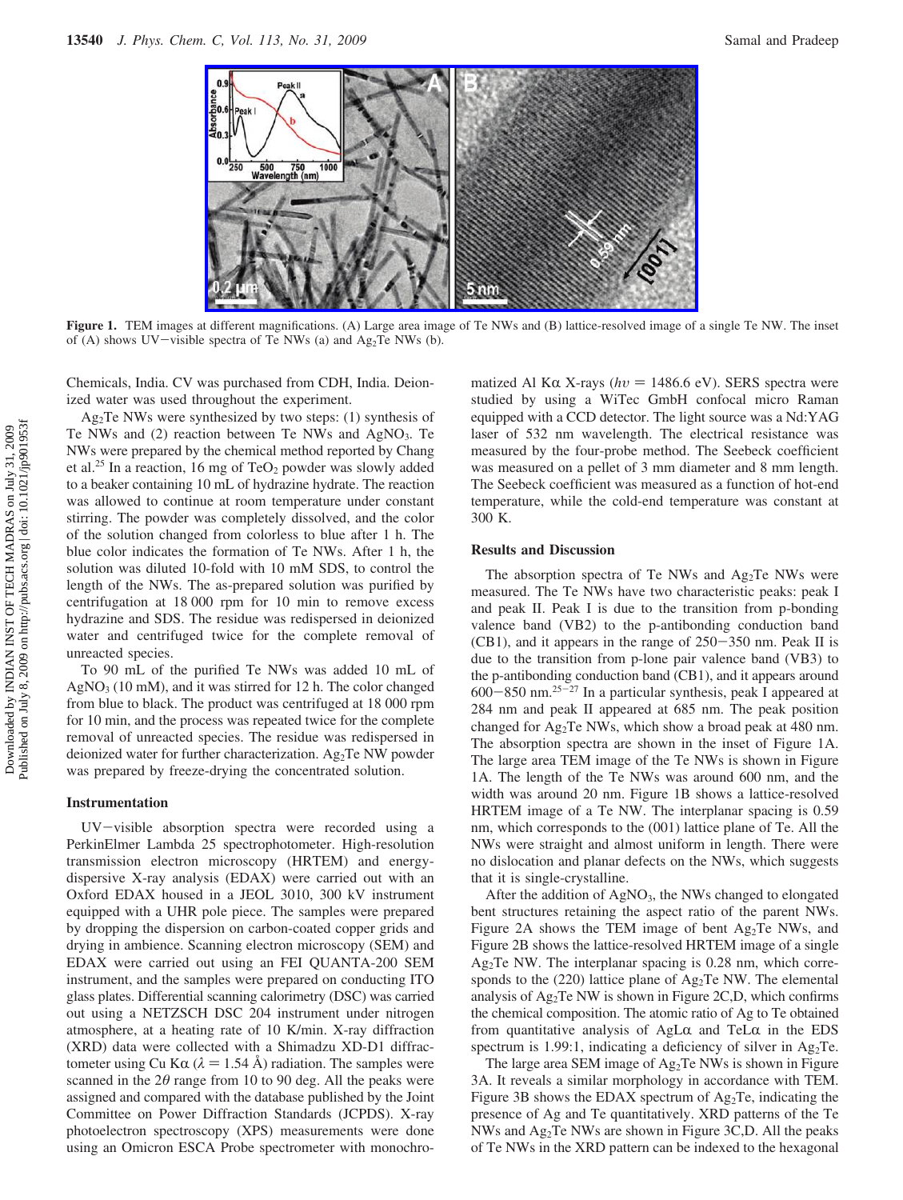**Figure 1.** TEM images at different magnifications. (A) Large area image of Te NWs and (B) lattice-resolved image of a single Te NW. The inset of (A) shows UV–visible spectra of Te NWs (a) and $Ag_2Te$ NWs (b).

Chemicals, India. CV was purchased from CDH, India. Deionized water was used throughout the experiment.

$Ag_2Te$ NWs were synthesized by two steps: (1) synthesis of Te NWs and (2) reaction between Te NWs and $AgNO_3$. Te NWs were prepared by the chemical method reported by Chang et al.[25] In a reaction, 16 mg of $TeO_2$ powder was slowly added to a beaker containing 10 mL of hydrazine hydrate. The reaction was allowed to continue at room temperature under constant stirring. The powder was completely dissolved, and the color of the solution changed from colorless to blue after 1 h. The blue color indicates the formation of Te NWs. After 1 h, the solution was diluted 10-fold with 10 mM SDS, to control the length of the NWs. The as-prepared solution was purified by centrifugation at 18 000 rpm for 10 min to remove excess hydrazine and SDS. The residue was redispersed in deionized water and centrifuged twice for the complete removal of unreacted species.

To 90 mL of the purified Te NWs was added 10 mL of $AgNO_3$ (10 mM), and it was stirred for 12 h. The color changed from blue to black. The product was centrifuged at 18 000 rpm for 10 min, and the process was repeated twice for the complete removal of unreacted species. The residue was redispersed in deionized water for further characterization. $Ag_2Te$ NW powder was prepared by freeze-drying the concentrated solution.

#### Instrumentation

UV–visible absorption spectra were recorded using a PerkinElmer Lambda 25 spectrophotometer. High-resolution transmission electron microscopy (HRTEM) and energy-dispersive X-ray analysis (EDAX) were carried out with an Oxford EDAX housed in a JEOL 3010, 300 kV instrument equipped with a UHR pole piece. The samples were prepared by dropping the dispersion on carbon-coated copper grids and drying in ambience. Scanning electron microscopy (SEM) and EDAX were carried out using an FEI QUANTA-200 SEM instrument, and the samples were prepared on conducting ITO glass plates. Differential scanning calorimetry (DSC) was carried out using a NETZSCH DSC 204 instrument under nitrogen atmosphere, at a heating rate of 10 K/min. X-ray diffraction (XRD) data were collected with a Shimadzu XD-D1 diffractometer using Cu Kα ($\lambda = 1.54$ Å) radiation. The samples were scanned in the $2\theta$ range from 10 to 90 deg. All the peaks were assigned and compared with the database published by the Joint Committee on Power Diffraction Standards (JCPDS). X-ray photoelectron spectroscopy (XPS) measurements were done using an Omicron ESCA Probe spectrometer with monochromatized Al Kα X-rays ($h\nu = 1486.6$ eV). SERS spectra were studied by using a WiTec GmbH confocal micro Raman equipped with a CCD detector. The light source was a Nd:YAG laser of 532 nm wavelength. The electrical resistance was measured by the four-probe method. The Seebeck coefficient was measured on a pellet of 3 mm diameter and 8 mm length. The Seebeck coefficient was measured as a function of hot-end temperature, while the cold-end temperature was constant at 300 K.

### Results and Discussion

The absorption spectra of Te NWs and $Ag_2Te$ NWs were measured. The Te NWs have two characteristic peaks: peak I and peak II. Peak I is due to the transition from p-bonding valence band (VB2) to the p-antibonding conduction band (CB1), and it appears in the range of 250–350 nm. Peak II is due to the transition from p-lone pair valence band (VB3) to the p-antibonding conduction band (CB1), and it appears around 600–850 nm.[25–27] In a particular synthesis, peak I appeared at 284 nm and peak II appeared at 685 nm. The peak position changed for $Ag_2Te$ NWs, which show a broad peak at 480 nm. The absorption spectra are shown in the inset of Figure 1A. The large area TEM image of the Te NWs is shown in Figure 1A. The length of the Te NWs was around 600 nm, and the width was around 20 nm. Figure 1B shows a lattice-resolved HRTEM image of a Te NW. The interplanar spacing is 0.59 nm, which corresponds to the (001) lattice plane of Te. All the NWs were straight and almost uniform in length. There were no dislocation and planar defects on the NWs, which suggests that it is single-crystalline.

After the addition of $AgNO_3$, the NWs changed to elongated bent structures retaining the aspect ratio of the parent NWs. Figure 2A shows the TEM image of bent $Ag_2Te$ NWs, and Figure 2B shows the lattice-resolved HRTEM image of a single $Ag_2Te$ NW. The interplanar spacing is 0.28 nm, which corresponds to the (220) lattice plane of $Ag_2Te$ NW. The elemental analysis of $Ag_2Te$ NW is shown in Figure 2C,D, which confirms the chemical composition. The atomic ratio of Ag to Te obtained from quantitative analysis of AgLα and TeLα in the EDS spectrum is 1.99:1, indicating a deficiency of silver in $Ag_2Te$.

The large area SEM image of $Ag_2Te$ NWs is shown in Figure 3A. It reveals a similar morphology in accordance with TEM. Figure 3B shows the EDAX spectrum of $Ag_2Te$, indicating the presence of Ag and Te quantitatively. XRD patterns of the Te NWs and $Ag_2Te$ NWs are shown in Figure 3C,D. All the peaks of Te NWs in the XRD pattern can be indexed to the hexagonal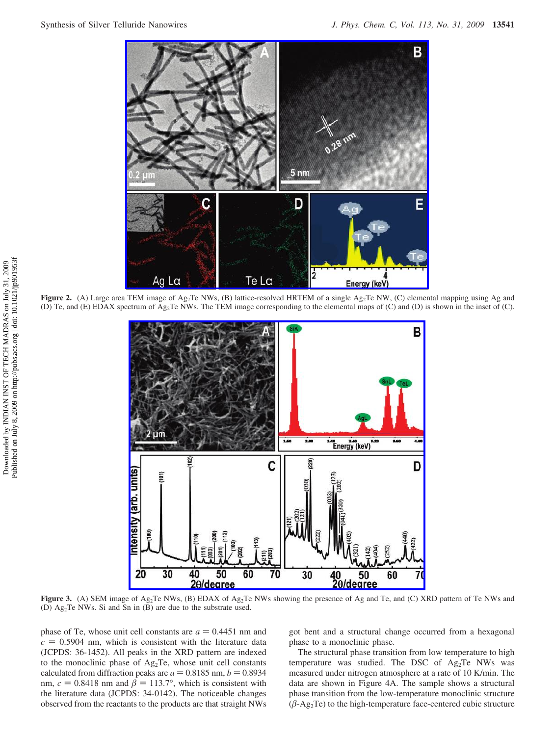**Figure 2.** (A) Large area TEM image of $Ag_2Te$ NWs, (B) lattice-resolved HRTEM of a single $Ag_2Te$ NW, (C) elemental mapping using Ag and (D) Te, and (E) EDAX spectrum of $Ag_2Te$ NWs. The TEM image corresponding to the elemental maps of (C) and (D) is shown in the inset of (C).

**Figure 3.** (A) SEM image of $Ag_2Te$ NWs, (B) EDAX of $Ag_2Te$ NWs showing the presence of Ag and Te, and (C) XRD pattern of Te NWs and (D) $Ag_2Te$ NWs. Si and Sn in (B) are due to the substrate used.

phase of Te, whose unit cell constants are $a = 0.4451$ nm and $c = 0.5904$ nm, which is consistent with the literature data (JCPDS: 36-1452). All peaks in the XRD pattern are indexed to the monoclinic phase of $Ag_2Te$, whose unit cell constants calculated from diffraction peaks are $a = 0.8185$ nm, $b = 0.8934$ nm, $c = 0.8418$ nm and $\beta = 113.7°$, which is consistent with the literature data (JCPDS: 34-0142). The noticeable changes observed from the reactants to the products are that straight NWs got bent and a structural change occurred from a hexagonal phase to a monoclinic phase.

The structural phase transition from low temperature to high temperature was studied. The DSC of $Ag_2Te$ NWs was measured under nitrogen atmosphere at a rate of 10 K/min. The data are shown in Figure 4A. The sample shows a structural phase transition from the low-temperature monoclinic structure ($\beta$-$Ag_2Te$) to the high-temperature face-centered cubic structure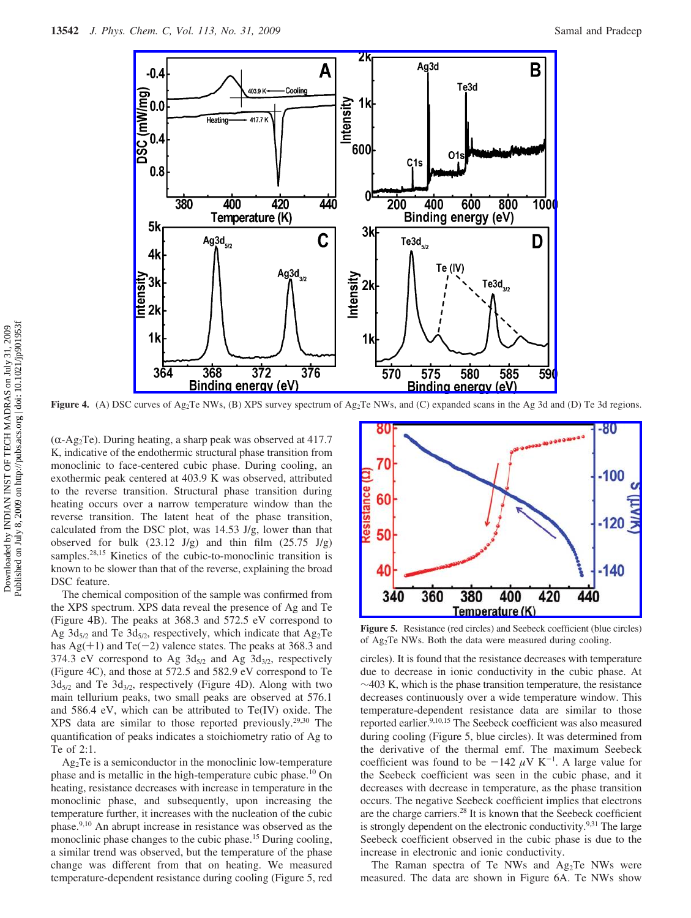Figure 4. (A) DSC curves of $Ag_2Te$ NWs, (B) XPS survey spectrum of $Ag_2Te$ NWs, and (C) expanded scans in the Ag 3d and (D) Te 3d regions.

($\alpha$-$Ag_2Te$). During heating, a sharp peak was observed at 417.7 K, indicative of the endothermic structural phase transition from monoclinic to face-centered cubic phase. During cooling, an exothermic peak centered at 403.9 K was observed, attributed to the reverse transition. Structural phase transition during heating occurs over a narrow temperature window than the reverse transition. The latent heat of the phase transition, calculated from the DSC plot, was 14.53 J/g, lower than that observed for bulk (23.12 J/g) and thin film (25.75 J/g) samples.[28,15] Kinetics of the cubic-to-monoclinic transition is known to be slower than that of the reverse, explaining the broad DSC feature.

The chemical composition of the sample was confirmed from the XPS spectrum. XPS data reveal the presence of Ag and Te (Figure 4B). The peaks at 368.3 and 572.5 eV correspond to Ag $3d_{5/2}$ and Te $3d_{5/2}$, respectively, which indicate that $Ag_2Te$ has Ag(+1) and Te(−2) valence states. The peaks at 368.3 and 374.3 eV correspond to Ag $3d_{5/2}$ and Ag $3d_{3/2}$, respectively (Figure 4C), and those at 572.5 and 582.9 eV correspond to Te $3d_{5/2}$ and Te $3d_{3/2}$, respectively (Figure 4D). Along with two main tellurium peaks, two small peaks are observed at 576.1 and 586.4 eV, which can be attributed to Te(IV) oxide. The XPS data are similar to those reported previously.[29,30] The quantification of peaks indicates a stoichiometry ratio of Ag to Te of 2:1.

$Ag_2Te$ is a semiconductor in the monoclinic low-temperature phase and is metallic in the high-temperature cubic phase.[10] On heating, resistance decreases with increase in temperature in the monoclinic phase, and subsequently, upon increasing the temperature further, it increases with the nucleation of the cubic phase.[9,10] An abrupt increase in resistance was observed as the monoclinic phase changes to the cubic phase.[15] During cooling, a similar trend was observed, but the temperature of the phase change was different from that on heating. We measured temperature-dependent resistance during cooling (Figure 5, red circles). It is found that the resistance decreases with temperature due to decrease in ionic conductivity in the cubic phase. At ~403 K, which is the phase transition temperature, the resistance decreases continuously over a wide temperature window. This temperature-dependent resistance data are similar to those reported earlier.[9,10,15] The Seebeck coefficient was also measured during cooling (Figure 5, blue circles). It was determined from the derivative of the thermal emf. The maximum Seebeck coefficient was found to be −142 $\mu$V K$^{-1}$. A large value for the Seebeck coefficient was seen in the cubic phase, and it decreases with decrease in temperature, as the phase transition occurs. The negative Seebeck coefficient implies that electrons are the charge carriers.[28] It is known that the Seebeck coefficient is strongly dependent on the electronic conductivity.[9,31] The large Seebeck coefficient observed in the cubic phase is due to the increase in electronic and ionic conductivity.

Figure 5. Resistance (red circles) and Seebeck coefficient (blue circles) of $Ag_2Te$ NWs. Both the data were measured during cooling.

The Raman spectra of Te NWs and $Ag_2Te$ NWs were measured. The data are shown in Figure 6A. Te NWs show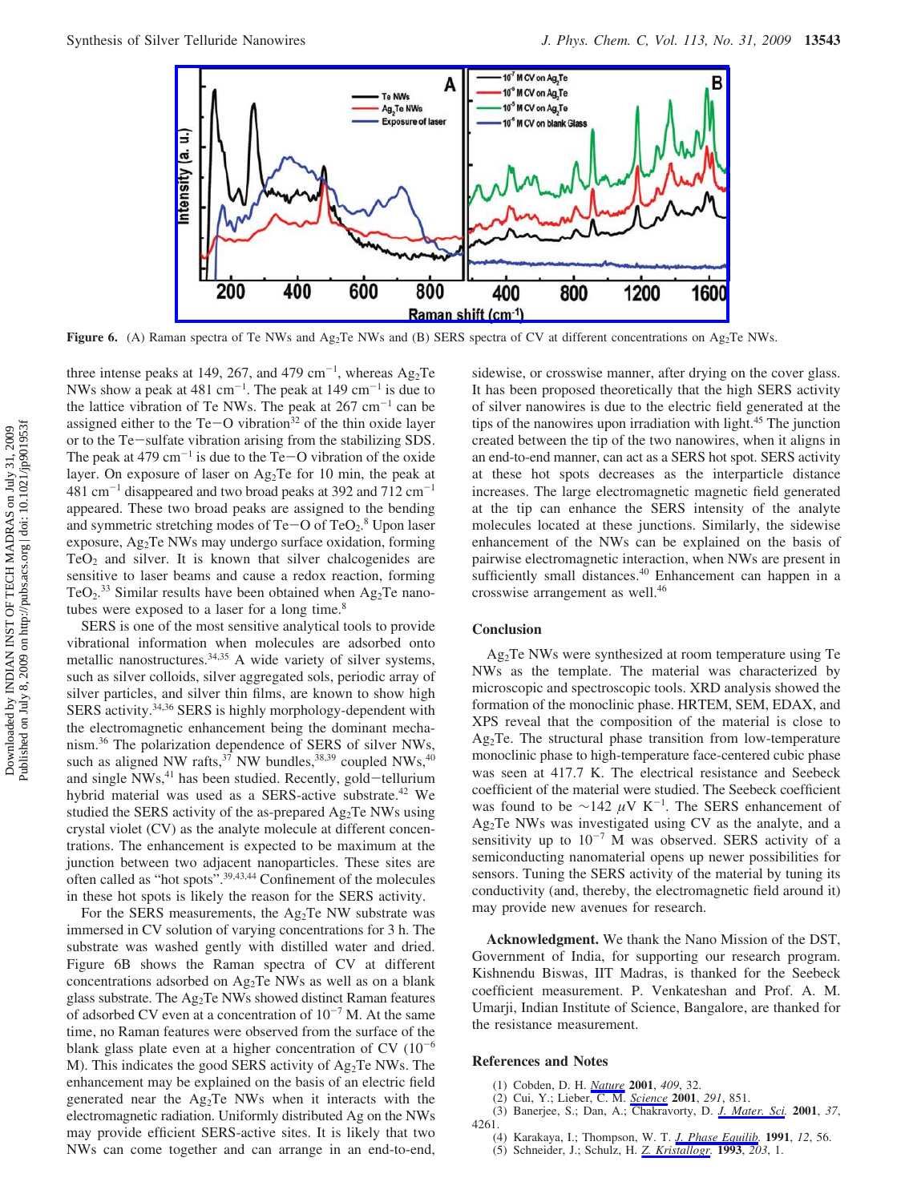Figure 6. (A) Raman spectra of Te NWs and $Ag_2Te$ NWs and (B) SERS spectra of CV at different concentrations on $Ag_2Te$ NWs.

three intense peaks at 149, 267, and 479 $cm^{-1}$, whereas $Ag_2Te$ NWs show a peak at 481 $cm^{-1}$. The peak at 149 $cm^{-1}$ is due to the lattice vibration of Te NWs. The peak at 267 $cm^{-1}$ can be assigned either to the Te−O vibration[32] of the thin oxide layer or to the Te−sulfate vibration arising from the stabilizing SDS. The peak at 479 $cm^{-1}$ is due to the Te−O vibration of the oxide layer. On exposure of laser on $Ag_2Te$ for 10 min, the peak at 481 $cm^{-1}$ disappeared and two broad peaks at 392 and 712 $cm^{-1}$ appeared. These two broad peaks are assigned to the bending and symmetric stretching modes of Te−O of $TeO_2$.[8] Upon laser exposure, $Ag_2Te$ NWs may undergo surface oxidation, forming $TeO_2$ and silver. It is known that silver chalcogenides are sensitive to laser beams and cause a redox reaction, forming $TeO_2$.[33] Similar results have been obtained when $Ag_2Te$ nanotubes were exposed to a laser for a long time.[8]

SERS is one of the most sensitive analytical tools to provide vibrational information when molecules are adsorbed onto metallic nanostructures.[34,35] A wide variety of silver systems, such as silver colloids, silver aggregated sols, periodic array of silver particles, and silver thin films, are known to show high SERS activity.[34,36] SERS is highly morphology-dependent with the electromagnetic enhancement being the dominant mechanism.[36] The polarization dependence of SERS of silver NWs, such as aligned NW rafts,[37] NW bundles,[38,39] coupled NWs,[40] and single NWs,[41] has been studied. Recently, gold−tellurium hybrid material was used as a SERS-active substrate.[42] We studied the SERS activity of the as-prepared $Ag_2Te$ NWs using crystal violet (CV) as the analyte molecule at different concentrations. The enhancement is expected to be maximum at the junction between two adjacent nanoparticles. These sites are often called as "hot spots".[39,43,44] Confinement of the molecules in these hot spots is likely the reason for the SERS activity.

For the SERS measurements, the $Ag_2Te$ NW substrate was immersed in CV solution of varying concentrations for 3 h. The substrate was washed gently with distilled water and dried. Figure 6B shows the Raman spectra of CV at different concentrations adsorbed on $Ag_2Te$ NWs as well as on a blank glass substrate. The $Ag_2Te$ NWs showed distinct Raman features of adsorbed CV even at a concentration of $10^{-7}$ M. At the same time, no Raman features were observed from the surface of the blank glass plate even at a higher concentration of CV ($10^{-6}$ M). This indicates the good SERS activity of $Ag_2Te$ NWs. The enhancement may be explained on the basis of an electric field generated near the $Ag_2Te$ NWs when it interacts with the electromagnetic radiation. Uniformly distributed Ag on the NWs may provide efficient SERS-active sites. It is likely that two NWs can come together and can arrange in an end-to-end, sidewise, or crosswise manner, after drying on the cover glass. It has been proposed theoretically that the high SERS activity of silver nanowires is due to the electric field generated at the tips of the nanowires upon irradiation with light.[45] The junction created between the tip of the two nanowires, when it aligns in an end-to-end manner, can act as a SERS hot spot. SERS activity at these hot spots decreases as the interparticle distance increases. The large electromagnetic magnetic field generated at the tip can enhance the SERS intensity of the analyte molecules located at these junctions. Similarly, the sidewise enhancement of the NWs can be explained on the basis of pairwise electromagnetic interaction, when NWs are present in sufficiently small distances.[40] Enhancement can happen in a crosswise arrangement as well.[46]

## Conclusion

$Ag_2Te$ NWs were synthesized at room temperature using Te NWs as the template. The material was characterized by microscopic and spectroscopic tools. XRD analysis showed the formation of the monoclinic phase. HRTEM, SEM, EDAX, and XPS reveal that the composition of the material is close to $Ag_2Te$. The structural phase transition from low-temperature monoclinic phase to high-temperature face-centered cubic phase was seen at 417.7 K. The electrical resistance and Seebeck coefficient of the material were studied. The Seebeck coefficient was found to be ~142 $\mu V\ K^{-1}$. The SERS enhancement of $Ag_2Te$ NWs was investigated using CV as the analyte, and a sensitivity up to $10^{-7}$ M was observed. SERS activity of a semiconducting nanomaterial opens up newer possibilities for sensors. Tuning the SERS activity of the material by tuning its conductivity (and, thereby, the electromagnetic field around it) may provide new avenues for research.

**Acknowledgment.** We thank the Nano Mission of the DST, Government of India, for supporting our research program. Kishnendu Biswas, IIT Madras, is thanked for the Seebeck coefficient measurement. P. Venkateshan and Prof. A. M. Umarji, Indian Institute of Science, Bangalore, are thanked for the resistance measurement.

## References and Notes

(1) Cobden, D. H. *Nature* **2001**, *409*, 32.
(2) Cui, Y.; Lieber, C. M. *Science* **2001**, *291*, 851.
(3) Banerjee, S.; Dan, A.; Chakravorty, D. *J. Mater. Sci.* **2001**, *37*, 4261.
(4) Karakaya, I.; Thompson, W. T. *J. Phase Equilib.* **1991**, *12*, 56.
(5) Schneider, J.; Schulz, H. *Z. Kristallogr.* **1993**, *203*, 1.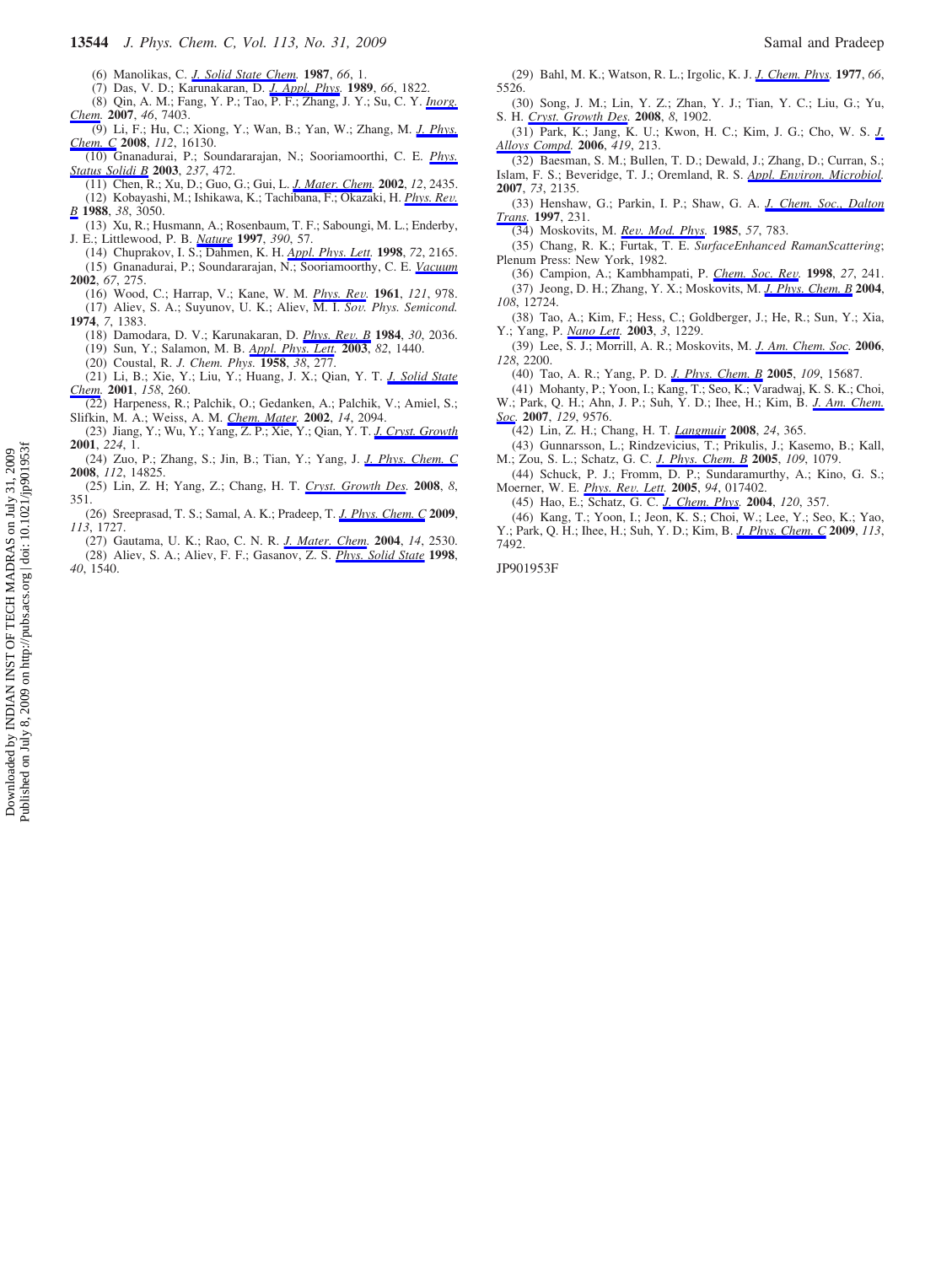(6) Manolikas, C. *J. Solid State Chem.* **1987**, *66*, 1.
(7) Das, V. D.; Karunakaran, D. *J. Appl. Phys.* **1989**, *66*, 1822.
(8) Qin, A. M.; Fang, Y. P.; Tao, P. F.; Zhang, J. Y.; Su, C. Y. *Inorg. Chem.* **2007**, *46*, 7403.
(9) Li, F.; Hu, C.; Xiong, Y.; Wan, B.; Yan, W.; Zhang, M. *J. Phys. Chem. C* **2008**, *112*, 16130.
(10) Gnanadurai, P.; Soundararajan, N.; Sooriamoorthi, C. E. *Phys. Status Solidi B* **2003**, *237*, 472.
(11) Chen, R.; Xu, D.; Guo, G.; Gui, L. *J. Mater. Chem.* **2002**, *12*, 2435.
(12) Kobayashi, M.; Ishikawa, K.; Tachibana, F.; Okazaki, H. *Phys. Rev. B* **1988**, *38*, 3050.
(13) Xu, R.; Husmann, A.; Rosenbaum, T. F.; Saboungi, M. L.; Enderby, J. E.; Littlewood, P. B. *Nature* **1997**, *390*, 57.
(14) Chuprakov, I. S.; Dahmen, K. H. *Appl. Phys. Lett.* **1998**, *72*, 2165.
(15) Gnanadurai, P.; Soundararajan, N.; Sooriamoorthy, C. E. *Vacuum* **2002**, *67*, 275.
(16) Wood, C.; Harrap, V.; Kane, W. M. *Phys. Rev.* **1961**, *121*, 978.
(17) Aliev, S. A.; Suyunov, U. K.; Aliev, M. I. *Sov. Phys. Semicond.* **1974**, *7*, 1383.
(18) Damodara, D. V.; Karunakaran, D. *Phys. Rev. B* **1984**, *30*, 2036.
(19) Sun, Y.; Salamon, M. B. *Appl. Phys. Lett.* **2003**, *82*, 1440.
(20) Coustal, R. *J. Chem. Phys.* **1958**, *38*, 277.
(21) Li, B.; Xie, Y.; Liu, Y.; Huang, J. X.; Qian, Y. T. *J. Solid State Chem.* **2001**, *158*, 260.
(22) Harpeness, R.; Palchik, O.; Gedanken, A.; Palchik, V.; Amiel, S.; Slifkin, M. A.; Weiss, A. M. *Chem. Mater.* **2002**, *14*, 2094.
(23) Jiang, Y.; Wu, Y.; Yang, Z. P.; Xie, Y.; Qian, Y. T. *J. Cryst. Growth* **2001**, *224*, 1.
(24) Zuo, P.; Zhang, S.; Jin, B.; Tian, Y.; Yang, J. *J. Phys. Chem. C* **2008**, *112*, 14825.
(25) Lin, Z. H; Yang, Z.; Chang, H. T. *Cryst. Growth Des.* **2008**, *8*, 351.
(26) Sreeprasad, T. S.; Samal, A. K.; Pradeep, T. *J. Phys. Chem. C* **2009**, *113*, 1727.
(27) Gautama, U. K.; Rao, C. N. R. *J. Mater. Chem.* **2004**, *14*, 2530.
(28) Aliev, S. A.; Aliev, F. F.; Gasanov, Z. S. *Phys. Solid State* **1998**, *40*, 1540.
(29) Bahl, M. K.; Watson, R. L.; Irgolic, K. J. *J. Chem. Phys.* **1977**, *66*, 5526.
(30) Song, J. M.; Lin, Y. Z.; Zhan, Y. J.; Tian, Y. C.; Liu, G.; Yu, S. H. *Cryst. Growth Des.* **2008**, *8*, 1902.
(31) Park, K.; Jang, K. U.; Kwon, H. C.; Kim, J. G.; Cho, W. S. *J. Alloys Compd.* **2006**, *419*, 213.
(32) Baesman, S. M.; Bullen, T. D.; Dewald, J.; Zhang, D.; Curran, S.; Islam, F. S.; Beveridge, T. J.; Oremland, R. S. *Appl. Environ. Microbiol.* **2007**, *73*, 2135.
(33) Henshaw, G.; Parkin, I. P.; Shaw, G. A. *J. Chem. Soc., Dalton Trans.* **1997**, 231.
(34) Moskovits, M. *Rev. Mod. Phys.* **1985**, *57*, 783.
(35) Chang, R. K.; Furtak, T. E. *SurfaceEnhanced RamanScattering*; Plenum Press: New York, 1982.
(36) Campion, A.; Kambhampati, P. *Chem. Soc. Rev.* **1998**, *27*, 241.
(37) Jeong, D. H.; Zhang, Y. X.; Moskovits, M. *J. Phys. Chem. B* **2004**, *108*, 12724.
(38) Tao, A.; Kim, F.; Hess, C.; Goldberger, J.; He, R.; Sun, Y.; Xia, Y.; Yang, P. *Nano Lett.* **2003**, *3*, 1229.
(39) Lee, S. J.; Morrill, A. R.; Moskovits, M. *J. Am. Chem. Soc.* **2006**, *128*, 2200.
(40) Tao, A. R.; Yang, P. D. *J. Phys. Chem. B* **2005**, *109*, 15687.
(41) Mohanty, P.; Yoon, I.; Kang, T.; Seo, K.; Varadwaj, K. S. K.; Choi, W.; Park, Q. H.; Ahn, J. P.; Suh, Y. D.; Ihee, H.; Kim, B. *J. Am. Chem. Soc.* **2007**, *129*, 9576.
(42) Lin, Z. H.; Chang, H. T. *Langmuir* **2008**, *24*, 365.
(43) Gunnarsson, L.; Rindzevicius, T.; Prikulis, J.; Kasemo, B.; Kall, M.; Zou, S. L.; Schatz, G. C. *J. Phys. Chem. B* **2005**, *109*, 1079.
(44) Schuck, P. J.; Fromm, D. P.; Sundaramurthy, A.; Kino, G. S.; Moerner, W. E. *Phys. Rev. Lett.* **2005**, *94*, 017402.
(45) Hao, E.; Schatz, G. C. *J. Chem. Phys.* **2004**, *120*, 357.
(46) Kang, T.; Yoon, I.; Jeon, K. S.; Choi, W.; Lee, Y.; Seo, K.; Yao, Y.; Park, Q. H.; Ihee, H.; Suh, Y. D.; Kim, B. *J. Phys. Chem. C* **2009**, *113*, 7492.

JP901953F